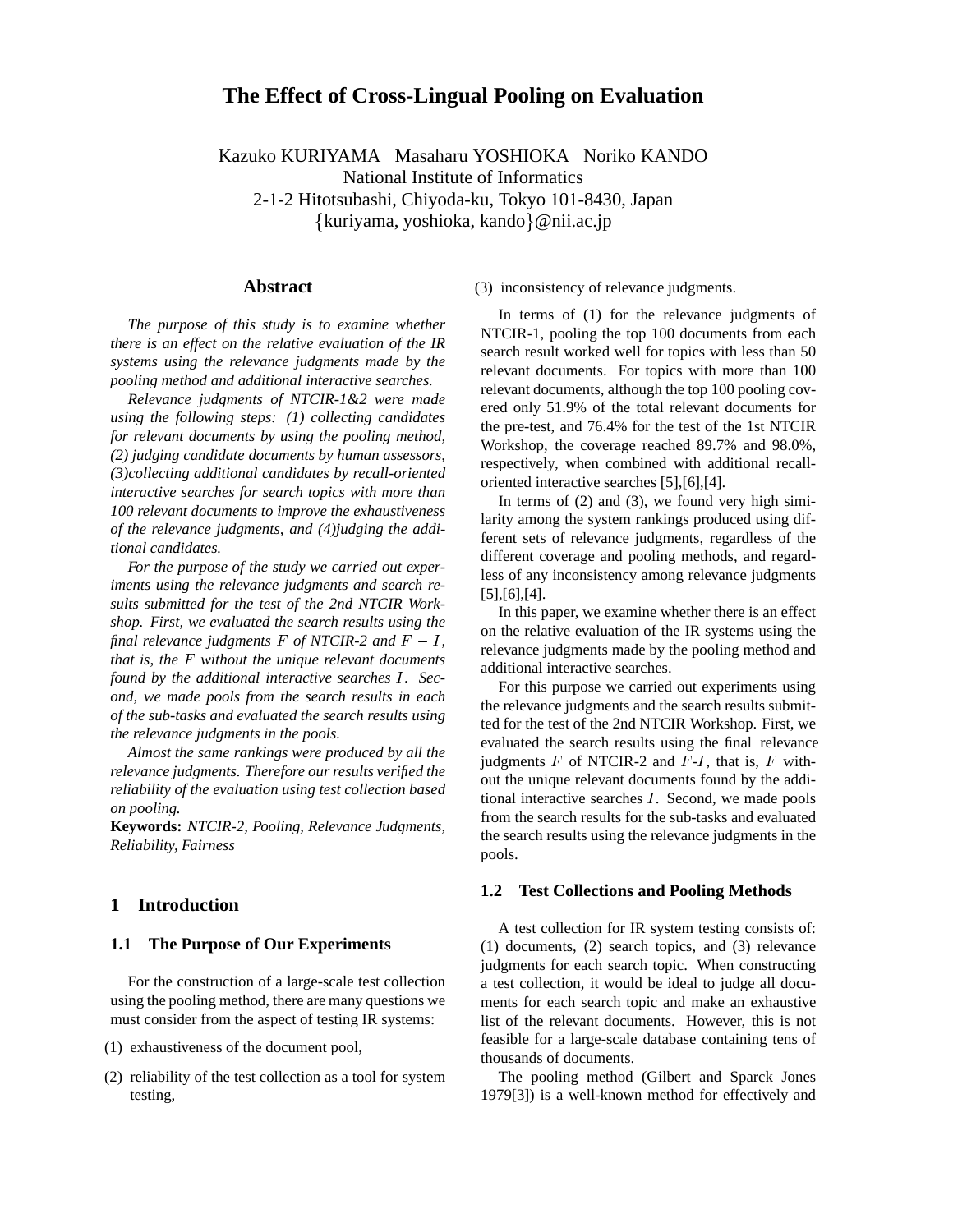# The Effect of Cross-Lingual Pooling on Evaluation

Kazuko KURIYAMA Masaharu YOSHIOKA Noriko KANDO
National Institute of Informatics
2-1-2 Hitotsubashi, Chiyoda-ku, Tokyo 101-8430, Japan
{kuriyama, yoshioka, kando}@nii.ac.jp

## Abstract

*The purpose of this study is to examine whether there is an effect on the relative evaluation of the IR systems using the relevance judgments made by the pooling method and additional interactive searches.*

*Relevance judgments of NTCIR-1&2 were made using the following steps: (1) collecting candidates for relevant documents by using the pooling method, (2) judging candidate documents by human assessors, (3)collecting additional candidates by recall-oriented interactive searches for search topics with more than 100 relevant documents to improve the exhaustiveness of the relevance judgments, and (4)judging the additional candidates.*

*For the purpose of the study we carried out experiments using the relevance judgments and search results submitted for the test of the 2nd NTCIR Workshop. First, we evaluated the search results using the final relevance judgments $F$ of NTCIR-2 and $F - I$, that is, the $F$ without the unique relevant documents found by the additional interactive searches $I$. Second, we made pools from the search results in each of the sub-tasks and evaluated the search results using the relevance judgments in the pools.*

*Almost the same rankings were produced by all the relevance judgments. Therefore our results verified the reliability of the evaluation using test collection based on pooling.*

**Keywords:** *NTCIR-2, Pooling, Relevance Judgments, Reliability, Fairness*

## 1 Introduction

### 1.1 The Purpose of Our Experiments

For the construction of a large-scale test collection using the pooling method, there are many questions we must consider from the aspect of testing IR systems:

(1) exhaustiveness of the document pool,

(2) reliability of the test collection as a tool for system testing,

(3) inconsistency of relevance judgments.

In terms of (1) for the relevance judgments of NTCIR-1, pooling the top 100 documents from each search result worked well for topics with less than 50 relevant documents. For topics with more than 100 relevant documents, although the top 100 pooling covered only 51.9% of the total relevant documents for the pre-test, and 76.4% for the test of the 1st NTCIR Workshop, the coverage reached 89.7% and 98.0%, respectively, when combined with additional recall-oriented interactive searches [5],[6],[4].

In terms of (2) and (3), we found very high similarity among the system rankings produced using different sets of relevance judgments, regardless of the different coverage and pooling methods, and regardless of any inconsistency among relevance judgments [5],[6],[4].

In this paper, we examine whether there is an effect on the relative evaluation of the IR systems using the relevance judgments made by the pooling method and additional interactive searches.

For this purpose we carried out experiments using the relevance judgments and the search results submitted for the test of the 2nd NTCIR Workshop. First, we evaluated the search results using the final relevance judgments $F$ of NTCIR-2 and $F$-$I$, that is, $F$ without the unique relevant documents found by the additional interactive searches $I$. Second, we made pools from the search results for the sub-tasks and evaluated the search results using the relevance judgments in the pools.

### 1.2 Test Collections and Pooling Methods

A test collection for IR system testing consists of: (1) documents, (2) search topics, and (3) relevance judgments for each search topic. When constructing a test collection, it would be ideal to judge all documents for each search topic and make an exhaustive list of the relevant documents. However, this is not feasible for a large-scale database containing tens of thousands of documents.

The pooling method (Gilbert and Sparck Jones 1979[3]) is a well-known method for effectively and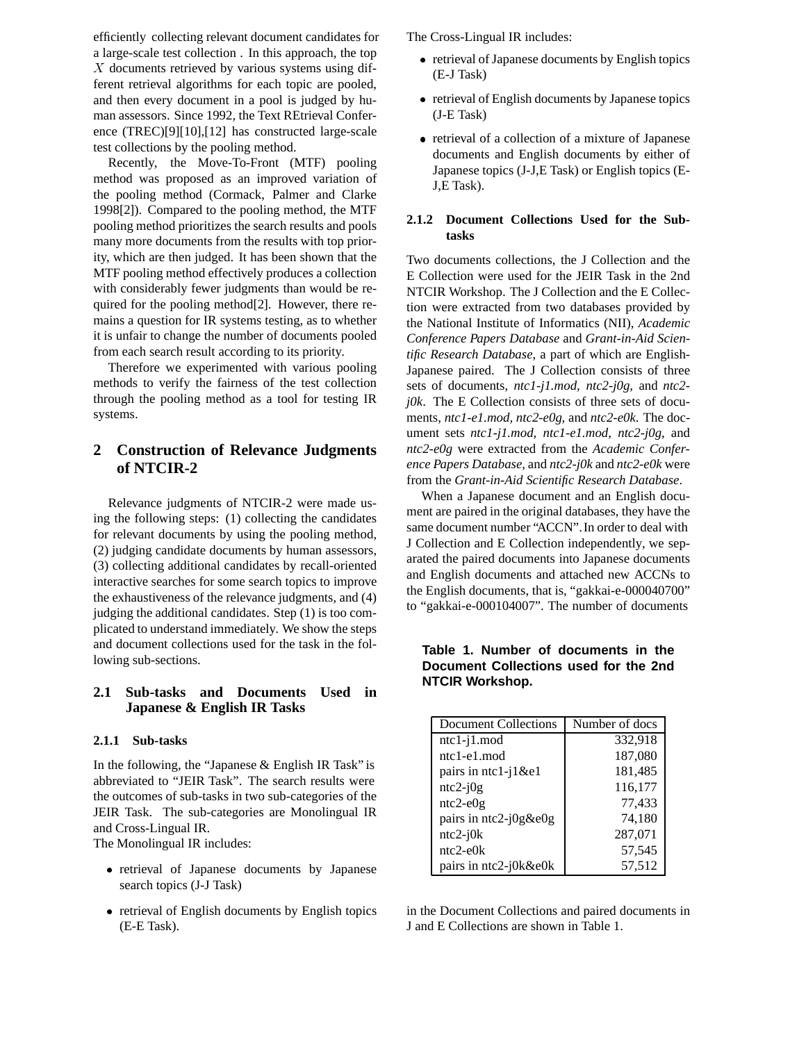efficiently collecting relevant document candidates for a large-scale test collection . In this approach, the top $X$ documents retrieved by various systems using different retrieval algorithms for each topic are pooled, and then every document in a pool is judged by human assessors. Since 1992, the Text REtrieval Conference (TREC)[9][10],[12] has constructed large-scale test collections by the pooling method.

Recently, the Move-To-Front (MTF) pooling method was proposed as an improved variation of the pooling method (Cormack, Palmer and Clarke 1998[2]). Compared to the pooling method, the MTF pooling method prioritizes the search results and pools many more documents from the results with top priority, which are then judged. It has been shown that the MTF pooling method effectively produces a collection with considerably fewer judgments than would be required for the pooling method[2]. However, there remains a question for IR systems testing, as to whether it is unfair to change the number of documents pooled from each search result according to its priority.

Therefore we experimented with various pooling methods to verify the fairness of the test collection through the pooling method as a tool for testing IR systems.

## 2 Construction of Relevance Judgments of NTCIR-2

Relevance judgments of NTCIR-2 were made using the following steps: (1) collecting the candidates for relevant documents by using the pooling method, (2) judging candidate documents by human assessors, (3) collecting additional candidates by recall-oriented interactive searches for some search topics to improve the exhaustiveness of the relevance judgments, and (4) judging the additional candidates. Step (1) is too complicated to understand immediately. We show the steps and document collections used for the task in the following sub-sections.

### 2.1 Sub-tasks and Documents Used in Japanese & English IR Tasks

#### 2.1.1 Sub-tasks

In the following, the "Japanese & English IR Task" is abbreviated to "JEIR Task". The search results were the outcomes of sub-tasks in two sub-categories of the JEIR Task. The sub-categories are Monolingual IR and Cross-Lingual IR.

The Monolingual IR includes:

- retrieval of Japanese documents by Japanese search topics (J-J Task)
- retrieval of English documents by English topics (E-E Task).

The Cross-Lingual IR includes:

- retrieval of Japanese documents by English topics (E-J Task)
- retrieval of English documents by Japanese topics (J-E Task)
- retrieval of a collection of a mixture of Japanese documents and English documents by either of Japanese topics (J-J,E Task) or English topics (E-J,E Task).

#### 2.1.2 Document Collections Used for the Subtasks

Two documents collections, the J Collection and the E Collection were used for the JEIR Task in the 2nd NTCIR Workshop. The J Collection and the E Collection were extracted from two databases provided by the National Institute of Informatics (NII), *Academic Conference Papers Database* and *Grant-in-Aid Scientific Research Database*, a part of which are English-Japanese paired. The J Collection consists of three sets of documents, *ntc1-j1.mod*, *ntc2-j0g*, and *ntc2-j0k*. The E Collection consists of three sets of documents, *ntc1-e1.mod*, *ntc2-e0g*, and *ntc2-e0k*. The document sets *ntc1-j1.mod*, *ntc1-e1.mod*, *ntc2-j0g*, and *ntc2-e0g* were extracted from the *Academic Conference Papers Database*, and *ntc2-j0k* and *ntc2-e0k* were from the *Grant-in-Aid Scientific Research Database*.

When a Japanese document and an English document are paired in the original databases, they have the same document number "ACCN". In order to deal with J Collection and E Collection independently, we separated the paired documents into Japanese documents and English documents and attached new ACCNs to the English documents, that is, "gakkai-e-000040700" to "gakkai-e-000104007". The number of documents in the Document Collections and paired documents in J and E Collections are shown in Table 1.

**Table 1. Number of documents in the Document Collections used for the 2nd NTCIR Workshop.**

| Document Collections | Number of docs |
|---|---:|
| ntc1-j1.mod | 332,918 |
| ntc1-e1.mod | 187,080 |
| pairs in ntc1-j1&e1 | 181,485 |
| ntc2-j0g | 116,177 |
| ntc2-e0g | 77,433 |
| pairs in ntc2-j0g&e0g | 74,180 |
| ntc2-j0k | 287,071 |
| ntc2-e0k | 57,545 |
| pairs in ntc2-j0k&e0k | 57,512 |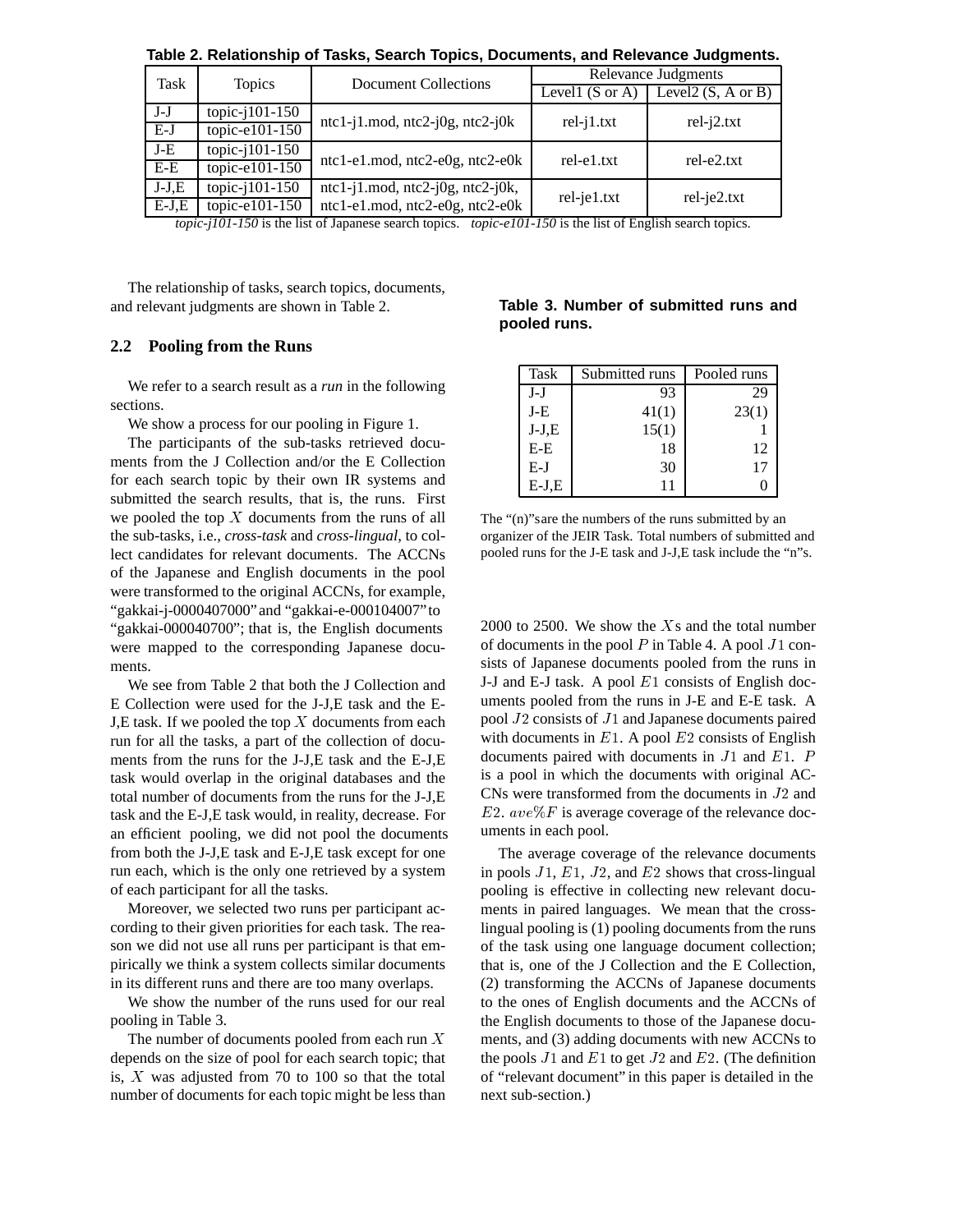**Table 2. Relationship of Tasks, Search Topics, Documents, and Relevance Judgments.**

| Task | Topics | Document Collections | Relevance Judgments | |
|---|---|---|---|---|
| | | | Level1 (S or A) | Level2 (S, A or B) |
| J-J | topic-j101-150 | ntc1-j1.mod, ntc2-j0g, ntc2-j0k | rel-j1.txt | rel-j2.txt |
| E-J | topic-e101-150 | | | |
| J-E | topic-j101-150 | ntc1-e1.mod, ntc2-e0g, ntc2-e0k | rel-e1.txt | rel-e2.txt |
| E-E | topic-e101-150 | | | |
| J-J,E | topic-j101-150 | ntc1-j1.mod, ntc2-j0g, ntc2-j0k, | rel-je1.txt | rel-je2.txt |
| E-J,E | topic-e101-150 | ntc1-e1.mod, ntc2-e0g, ntc2-e0k | | |

*topic-j101-150* is the list of Japanese search topics. *topic-e101-150* is the list of English search topics.

The relationship of tasks, search topics, documents, and relevant judgments are shown in Table 2.

### 2.2 Pooling from the Runs

We refer to a search result as a *run* in the following sections.

We show a process for our pooling in Figure 1.

The participants of the sub-tasks retrieved documents from the J Collection and/or the E Collection for each search topic by their own IR systems and submitted the search results, that is, the runs. First we pooled the top $X$ documents from the runs of all the sub-tasks, i.e., *cross-task* and *cross-lingual*, to collect candidates for relevant documents. The ACCNs of the Japanese and English documents in the pool were transformed to the original ACCNs, for example, "gakkai-j-0000407000" and "gakkai-e-000104007" to "gakkai-000040700"; that is, the English documents were mapped to the corresponding Japanese documents.

We see from Table 2 that both the J Collection and E Collection were used for the J-J,E task and the E-J,E task. If we pooled the top $X$ documents from each run for all the tasks, a part of the collection of documents from the runs for the J-J,E task and the E-J,E task would overlap in the original databases and the total number of documents from the runs for the J-J,E task and the E-J,E task would, in reality, decrease. For an efficient pooling, we did not pool the documents from both the J-J,E task and E-J,E task except for one run each, which is the only one retrieved by a system of each participant for all the tasks.

Moreover, we selected two runs per participant according to their given priorities for each task. The reason we did not use all runs per participant is that empirically we think a system collects similar documents in its different runs and there are too many overlaps.

We show the number of the runs used for our real pooling in Table 3.

The number of documents pooled from each run $X$ depends on the size of pool for each search topic; that is, $X$ was adjusted from 70 to 100 so that the total number of documents for each topic might be less than 2000 to 2500. We show the $X$s and the total number of documents in the pool $P$ in Table 4. A pool $J1$ consists of Japanese documents pooled from the runs in J-J and E-J task. A pool $E1$ consists of English documents pooled from the runs in J-E and E-E task. A pool $J2$ consists of $J1$ and Japanese documents paired with documents in $E1$. A pool $E2$ consists of English documents paired with documents in $J1$ and $E1$. $P$ is a pool in which the documents with original ACCNs were transformed from the documents in $J2$ and $E2$. $ave\%F$ is average coverage of the relevance documents in each pool.

**Table 3. Number of submitted runs and pooled runs.**

| Task | Submitted runs | Pooled runs |
|---|---|---|
| J-J | 93 | 29 |
| J-E | 41(1) | 23(1) |
| J-J,E | 15(1) | 1 |
| E-E | 18 | 12 |
| E-J | 30 | 17 |
| E-J,E | 11 | 0 |

The "(n)"sare the numbers of the runs submitted by an organizer of the JEIR Task. Total numbers of submitted and pooled runs for the J-E task and J-J,E task include the "n"s.

The average coverage of the relevance documents in pools $J1$, $E1$, $J2$, and $E2$ shows that cross-lingual pooling is effective in collecting new relevant documents in paired languages. We mean that the cross-lingual pooling is (1) pooling documents from the runs of the task using one language document collection; that is, one of the J Collection and the E Collection, (2) transforming the ACCNs of Japanese documents to the ones of English documents and the ACCNs of the English documents to those of the Japanese documents, and (3) adding documents with new ACCNs to the pools $J1$ and $E1$ to get $J2$ and $E2$. (The definition of "relevant document" in this paper is detailed in the next sub-section.)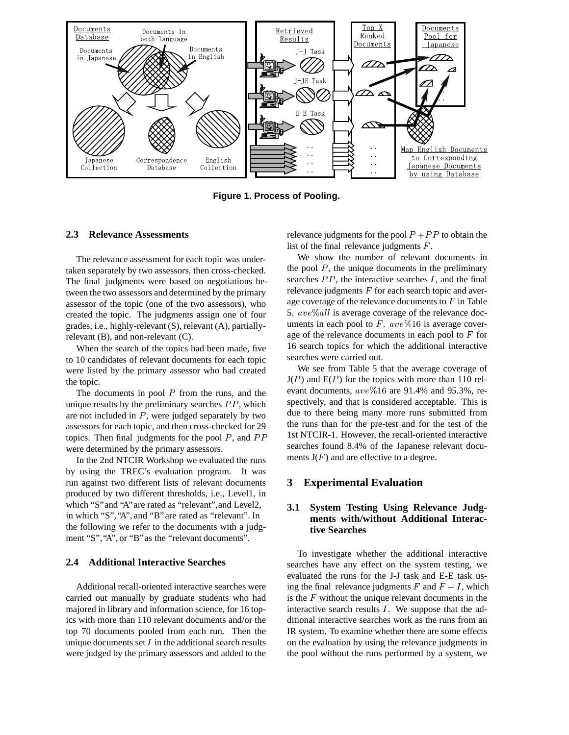Figure 1. Process of Pooling.

### 2.3 Relevance Assessments

The relevance assessment for each topic was undertaken separately by two assessors, then cross-checked. The final judgments were based on negotiations between the two assessors and determined by the primary assessor of the topic (one of the two assessors), who created the topic. The judgments assign one of four grades, i.e., highly-relevant (S), relevant (A), partially-relevant (B), and non-relevant (C).

When the search of the topics had been made, five to 10 candidates of relevant documents for each topic were listed by the primary assessor who had created the topic.

The documents in pool $P$ from the runs, and the unique results by the preliminary searches $PP$, which are not included in $P$, were judged separately by two assessors for each topic, and then cross-checked for 29 topics. Then final judgments for the pool $P$, and $PP$ were determined by the primary assessors.

In the 2nd NTCIR Workshop we evaluated the runs by using the TREC's evaluation program. It was run against two different lists of relevant documents produced by two different thresholds, i.e., Level1, in which "S" and "A" are rated as "relevant", and Level2, in which "S", "A", and "B" are rated as "relevant". In the following we refer to the documents with a judgment "S", "A", or "B" as the "relevant documents".

### 2.4 Additional Interactive Searches

Additional recall-oriented interactive searches were carried out manually by graduate students who had majored in library and information science, for 16 topics with more than 110 relevant documents and/or the top 70 documents pooled from each run. Then the unique documents set $I$ in the additional search results were judged by the primary assessors and added to the relevance judgments for the pool $P + PP$ to obtain the list of the final relevance judgments $F$.

We show the number of relevant documents in the pool $P$, the unique documents in the preliminary searches $PP$, the interactive searches $I$, and the final relevance judgments $F$ for each search topic and average coverage of the relevance documents to $F$ in Table 5. $ave\%all$ is average coverage of the relevance documents in each pool to $F$. $ave\%16$ is average coverage of the relevance documents in each pool to $F$ for 16 search topics for which the additional interactive searches were carried out.

We see from Table 5 that the average coverage of J($P$) and E($P$) for the topics with more than 110 relevant documents, $ave\%16$ are 91.4% and 95.3%, respectively, and that is considered acceptable. This is due to there being many more runs submitted from the runs than for the pre-test and for the test of the 1st NTCIR-1. However, the recall-oriented interactive searches found 8.4% of the Japanese relevant documents J($F$) and are effective to a degree.

## 3 Experimental Evaluation

### 3.1 System Testing Using Relevance Judgments with/without Additional Interactive Searches

To investigate whether the additional interactive searches have any effect on the system testing, we evaluated the runs for the J-J task and E-E task using the final relevance judgments $F$ and $F - I$, which is the $F$ without the unique relevant documents in the interactive search results $I$. We suppose that the additional interactive searches work as the runs from an IR system. To examine whether there are some effects on the evaluation by using the relevance judgments in the pool without the runs performed by a system, we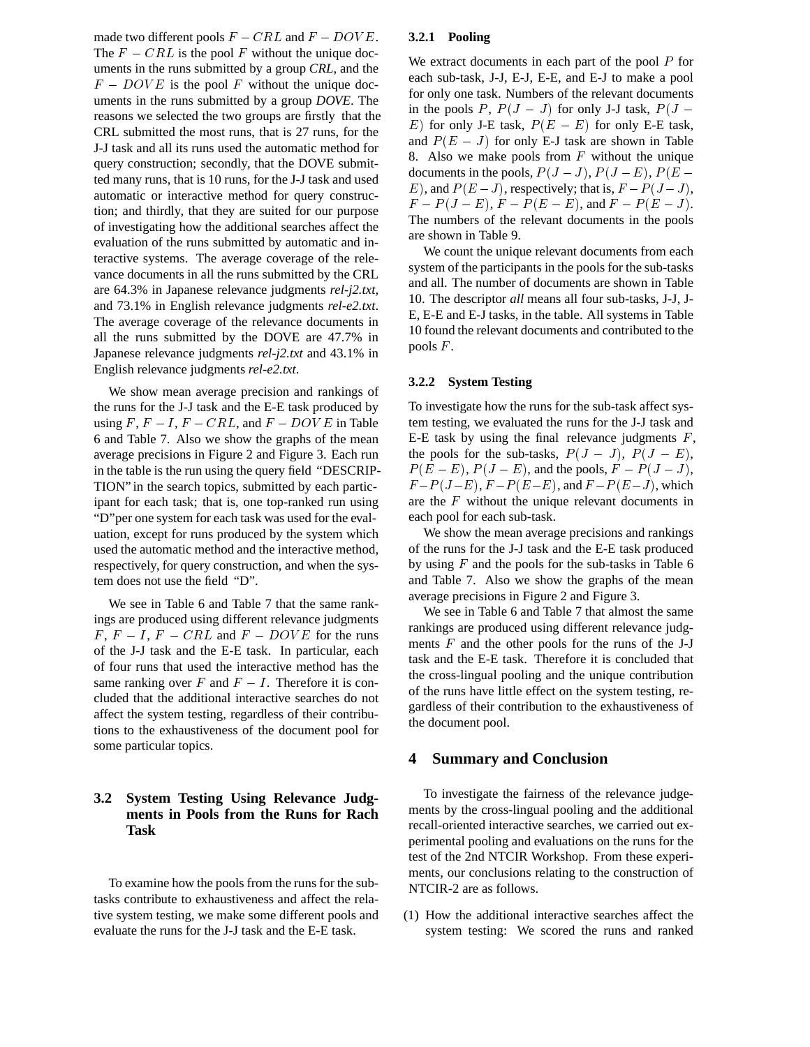made two different pools $F - CRL$ and $F - DOVE$. The $F - CRL$ is the pool $F$ without the unique documents in the runs submitted by a group *CRL*, and the $F - DOVE$ is the pool $F$ without the unique documents in the runs submitted by a group *DOVE*. The reasons we selected the two groups are firstly that the CRL submitted the most runs, that is 27 runs, for the J-J task and all its runs used the automatic method for query construction; secondly, that the DOVE submitted many runs, that is 10 runs, for the J-J task and used automatic or interactive method for query construction; and thirdly, that they are suited for our purpose of investigating how the additional searches affect the evaluation of the runs submitted by automatic and interactive systems. The average coverage of the relevance documents in all the runs submitted by the CRL are 64.3% in Japanese relevance judgments *rel-j2.txt*, and 73.1% in English relevance judgments *rel-e2.txt*. The average coverage of the relevance documents in all the runs submitted by the DOVE are 47.7% in Japanese relevance judgments *rel-j2.txt* and 43.1% in English relevance judgments *rel-e2.txt*.

We show mean average precision and rankings of the runs for the J-J task and the E-E task produced by using $F$, $F - I$, $F - CRL$, and $F - DOVE$ in Table 6 and Table 7. Also we show the graphs of the mean average precisions in Figure 2 and Figure 3. Each run in the table is the run using the query field "DESCRIPTION" in the search topics, submitted by each participant for each task; that is, one top-ranked run using "D" per one system for each task was used for the evaluation, except for runs produced by the system which used the automatic method and the interactive method, respectively, for query construction, and when the system does not use the field "D".

We see in Table 6 and Table 7 that the same rankings are produced using different relevance judgments $F$, $F - I$, $F - CRL$ and $F - DOVE$ for the runs of the J-J task and the E-E task. In particular, each of four runs that used the interactive method has the same ranking over $F$ and $F - I$. Therefore it is concluded that the additional interactive searches do not affect the system testing, regardless of their contributions to the exhaustiveness of the document pool for some particular topics.

## 3.2 System Testing Using Relevance Judgments in Pools from the Runs for Rach Task

To examine how the pools from the runs for the subtasks contribute to exhaustiveness and affect the relative system testing, we make some different pools and evaluate the runs for the J-J task and the E-E task.

### 3.2.1 Pooling

We extract documents in each part of the pool $P$ for each sub-task, J-J, E-J, E-E, and E-J to make a pool for only one task. Numbers of the relevant documents in the pools $P$, $P(J - J)$ for only J-J task, $P(J - E)$ for only J-E task, $P(E - E)$ for only E-E task, and $P(E - J)$ for only E-J task are shown in Table 8. Also we make pools from $F$ without the unique documents in the pools, $P(J - J)$, $P(J - E)$, $P(E - E)$, and $P(E - J)$, respectively; that is, $F - P(J - J)$, $F - P(J - E)$, $F - P(E - E)$, and $F - P(E - J)$. The numbers of the relevant documents in the pools are shown in Table 9.

We count the unique relevant documents from each system of the participants in the pools for the sub-tasks and all. The number of documents are shown in Table 10. The descriptor *all* means all four sub-tasks, J-J, J-E, E-E and E-J tasks, in the table. All systems in Table 10 found the relevant documents and contributed to the pools $F$.

### 3.2.2 System Testing

To investigate how the runs for the sub-task affect system testing, we evaluated the runs for the J-J task and E-E task by using the final relevance judgments $F$, the pools for the sub-tasks, $P(J - J)$, $P(J - E)$, $P(E - E)$, $P(J - E)$, and the pools, $F - P(J - J)$, $F - P(J - E)$, $F - P(E - E)$, and $F - P(E - J)$, which are the $F$ without the unique relevant documents in each pool for each sub-task.

We show the mean average precisions and rankings of the runs for the J-J task and the E-E task produced by using $F$ and the pools for the sub-tasks in Table 6 and Table 7. Also we show the graphs of the mean average precisions in Figure 2 and Figure 3.

We see in Table 6 and Table 7 that almost the same rankings are produced using different relevance judgments $F$ and the other pools for the runs of the J-J task and the E-E task. Therefore it is concluded that the cross-lingual pooling and the unique contribution of the runs have little effect on the system testing, regardless of their contribution to the exhaustiveness of the document pool.

# 4 Summary and Conclusion

To investigate the fairness of the relevance judgements by the cross-lingual pooling and the additional recall-oriented interactive searches, we carried out experimental pooling and evaluations on the runs for the test of the 2nd NTCIR Workshop. From these experiments, our conclusions relating to the construction of NTCIR-2 are as follows.

(1) How the additional interactive searches affect the system testing: We scored the runs and ranked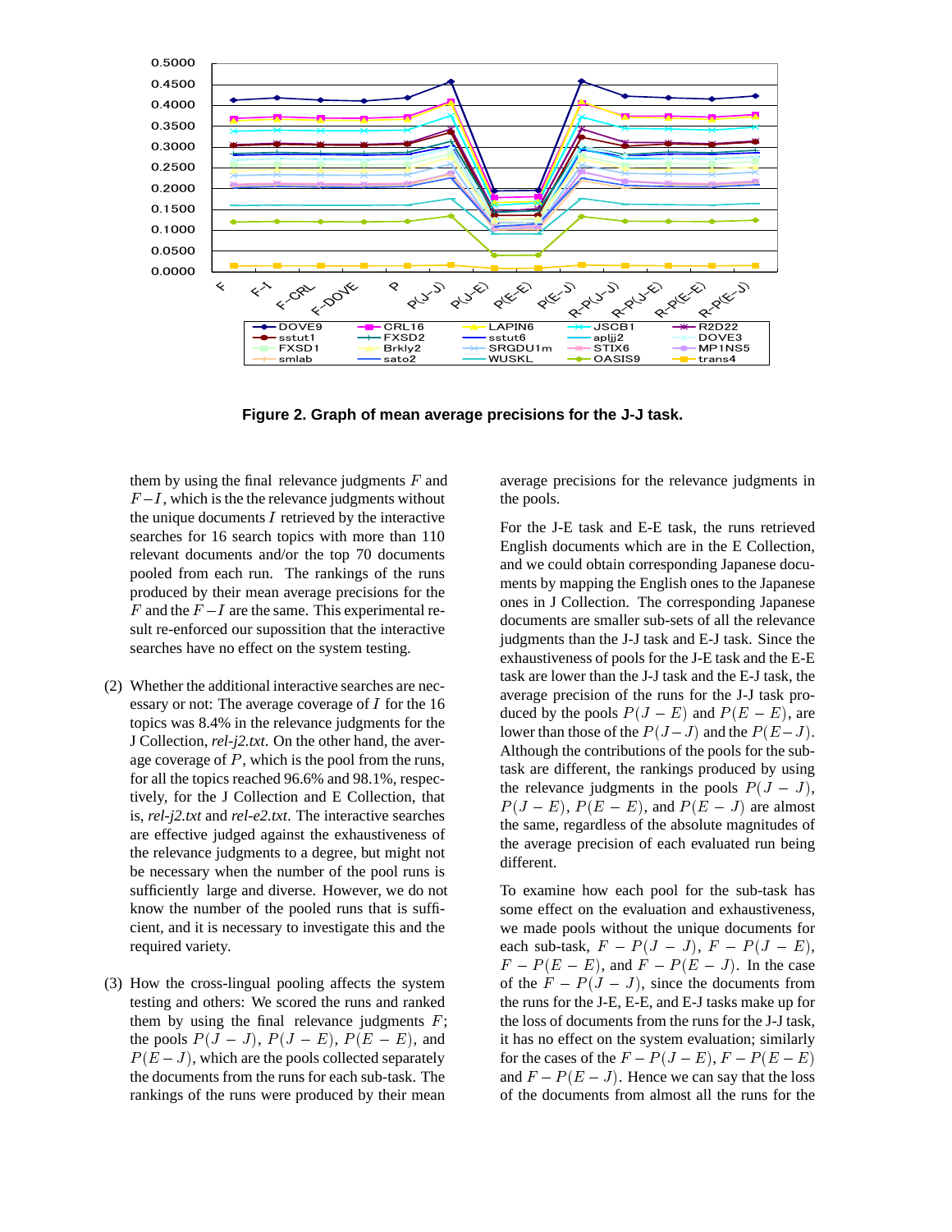**Figure 2. Graph of mean average precisions for the J-J task.**

them by using the final relevance judgments $F$ and $F-I$, which is the the relevance judgments without the unique documents $I$ retrieved by the interactive searches for 16 search topics with more than 110 relevant documents and/or the top 70 documents pooled from each run. The rankings of the runs produced by their mean average precisions for the $F$ and the $F-I$ are the same. This experimental result re-enforced our supposition that the interactive searches have no effect on the system testing.

(2) Whether the additional interactive searches are necessary or not: The average coverage of $I$ for the 16 topics was 8.4% in the relevance judgments for the J Collection, *rel-j2.txt*. On the other hand, the average coverage of $P$, which is the pool from the runs, for all the topics reached 96.6% and 98.1%, respectively, for the J Collection and E Collection, that is, *rel-j2.txt* and *rel-e2.txt*. The interactive searches are effective judged against the exhaustiveness of the relevance judgments to a degree, but might not be necessary when the number of the pool runs is sufficiently large and diverse. However, we do not know the number of the pooled runs that is sufficient, and it is necessary to investigate this and the required variety.

(3) How the cross-lingual pooling affects the system testing and others: We scored the runs and ranked them by using the final relevance judgments $F$; the pools $P(J-J)$, $P(J-E)$, $P(E-E)$, and $P(E-J)$, which are the pools collected separately the documents from the runs for each sub-task. The rankings of the runs were produced by their mean average precisions for the relevance judgments in the pools.

For the J-E task and E-E task, the runs retrieved English documents which are in the E Collection, and we could obtain corresponding Japanese documents by mapping the English ones to the Japanese ones in J Collection. The corresponding Japanese documents are smaller sub-sets of all the relevance judgments than the J-J task and E-J task. Since the exhaustiveness of pools for the J-E task and the E-E task are lower than the J-J task and the E-J task, the average precision of the runs for the J-J task produced by the pools $P(J-E)$ and $P(E-E)$, are lower than those of the $P(J-J)$ and the $P(E-J)$. Although the contributions of the pools for the sub-task are different, the rankings produced by using the relevance judgments in the pools $P(J-J)$, $P(J-E)$, $P(E-E)$, and $P(E-J)$ are almost the same, regardless of the absolute magnitudes of the average precision of each evaluated run being different.

To examine how each pool for the sub-task has some effect on the evaluation and exhaustiveness, we made pools without the unique documents for each sub-task, $F-P(J-J)$, $F-P(J-E)$, $F-P(E-E)$, and $F-P(E-J)$. In the case of the $F-P(J-J)$, since the documents from the runs for the J-E, E-E, and E-J tasks make up for the loss of documents from the runs for the J-J task, it has no effect on the system evaluation; similarly for the cases of the $F-P(J-E)$, $F-P(E-E)$ and $F-P(E-J)$. Hence we can say that the loss of the documents from almost all the runs for the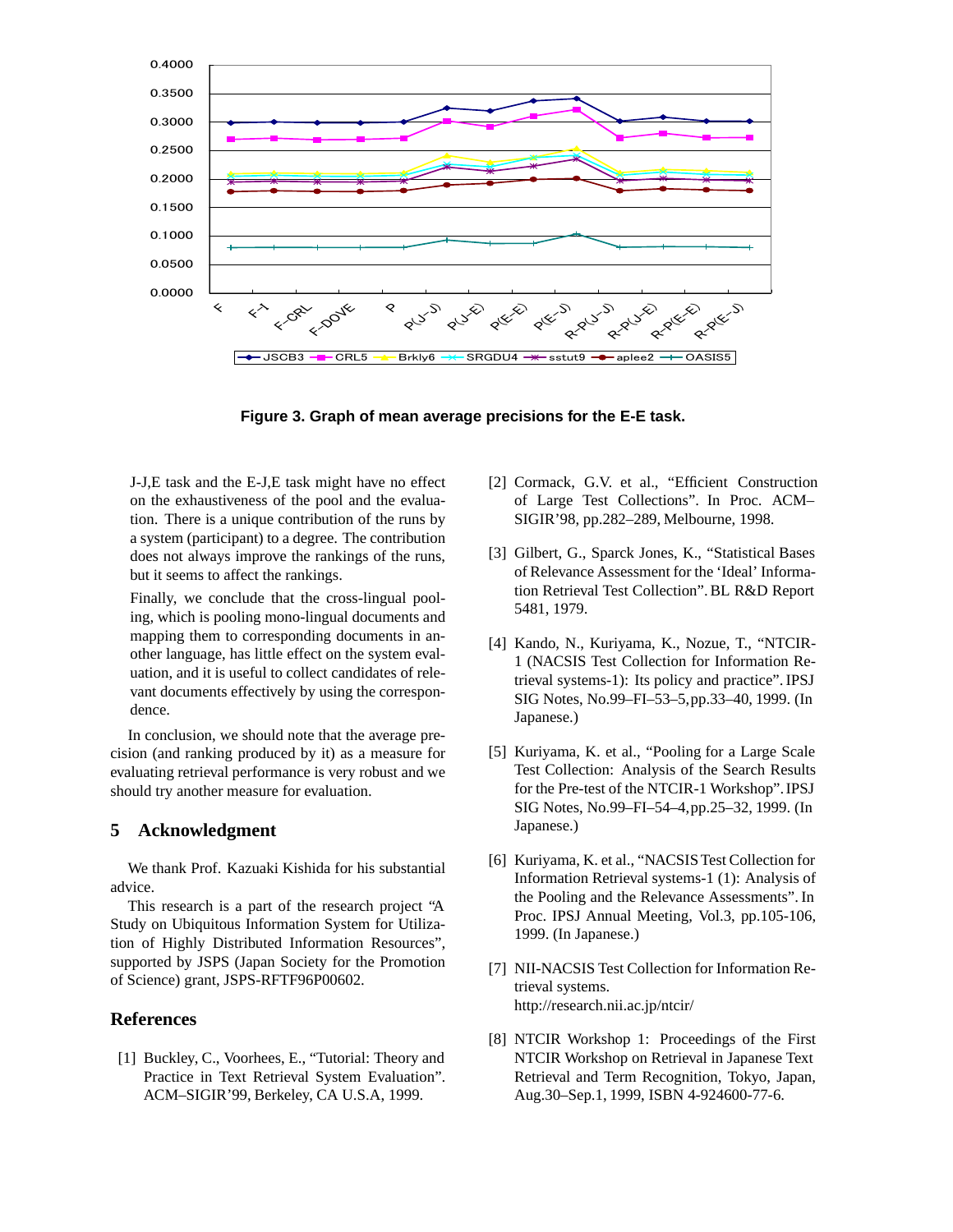Figure 3. Graph of mean average precisions for the E-E task.

J-J,E task and the E-J,E task might have no effect on the exhaustiveness of the pool and the evaluation. There is a unique contribution of the runs by a system (participant) to a degree. The contribution does not always improve the rankings of the runs, but it seems to affect the rankings.

Finally, we conclude that the cross-lingual pooling, which is pooling mono-lingual documents and mapping them to corresponding documents in another language, has little effect on the system evaluation, and it is useful to collect candidates of relevant documents effectively by using the correspondence.

In conclusion, we should note that the average precision (and ranking produced by it) as a measure for evaluating retrieval performance is very robust and we should try another measure for evaluation.

## 5 Acknowledgment

We thank Prof. Kazuaki Kishida for his substantial advice.

This research is a part of the research project "A Study on Ubiquitous Information System for Utilization of Highly Distributed Information Resources", supported by JSPS (Japan Society for the Promotion of Science) grant, JSPS-RFTF96P00602.

## References

[1] Buckley, C., Voorhees, E., "Tutorial: Theory and Practice in Text Retrieval System Evaluation". ACM–SIGIR'99, Berkeley, CA U.S.A, 1999.

[2] Cormack, G.V. et al., "Efficient Construction of Large Test Collections". In Proc. ACM–SIGIR'98, pp.282–289, Melbourne, 1998.

[3] Gilbert, G., Sparck Jones, K., "Statistical Bases of Relevance Assessment for the 'Ideal' Information Retrieval Test Collection". BL R&D Report 5481, 1979.

[4] Kando, N., Kuriyama, K., Nozue, T., "NTCIR-1 (NACSIS Test Collection for Information Retrieval systems-1): Its policy and practice". IPSJ SIG Notes, No.99–FI–53–5, pp.33–40, 1999. (In Japanese.)

[5] Kuriyama, K. et al., "Pooling for a Large Scale Test Collection: Analysis of the Search Results for the Pre-test of the NTCIR-1 Workshop". IPSJ SIG Notes, No.99–FI–54–4, pp.25–32, 1999. (In Japanese.)

[6] Kuriyama, K. et al., "NACSIS Test Collection for Information Retrieval systems-1 (1): Analysis of the Pooling and the Relevance Assessments". In Proc. IPSJ Annual Meeting, Vol.3, pp.105-106, 1999. (In Japanese.)

[7] NII-NACSIS Test Collection for Information Retrieval systems. http://research.nii.ac.jp/ntcir/

[8] NTCIR Workshop 1: Proceedings of the First NTCIR Workshop on Retrieval in Japanese Text Retrieval and Term Recognition, Tokyo, Japan, Aug.30–Sep.1, 1999, ISBN 4-924600-77-6.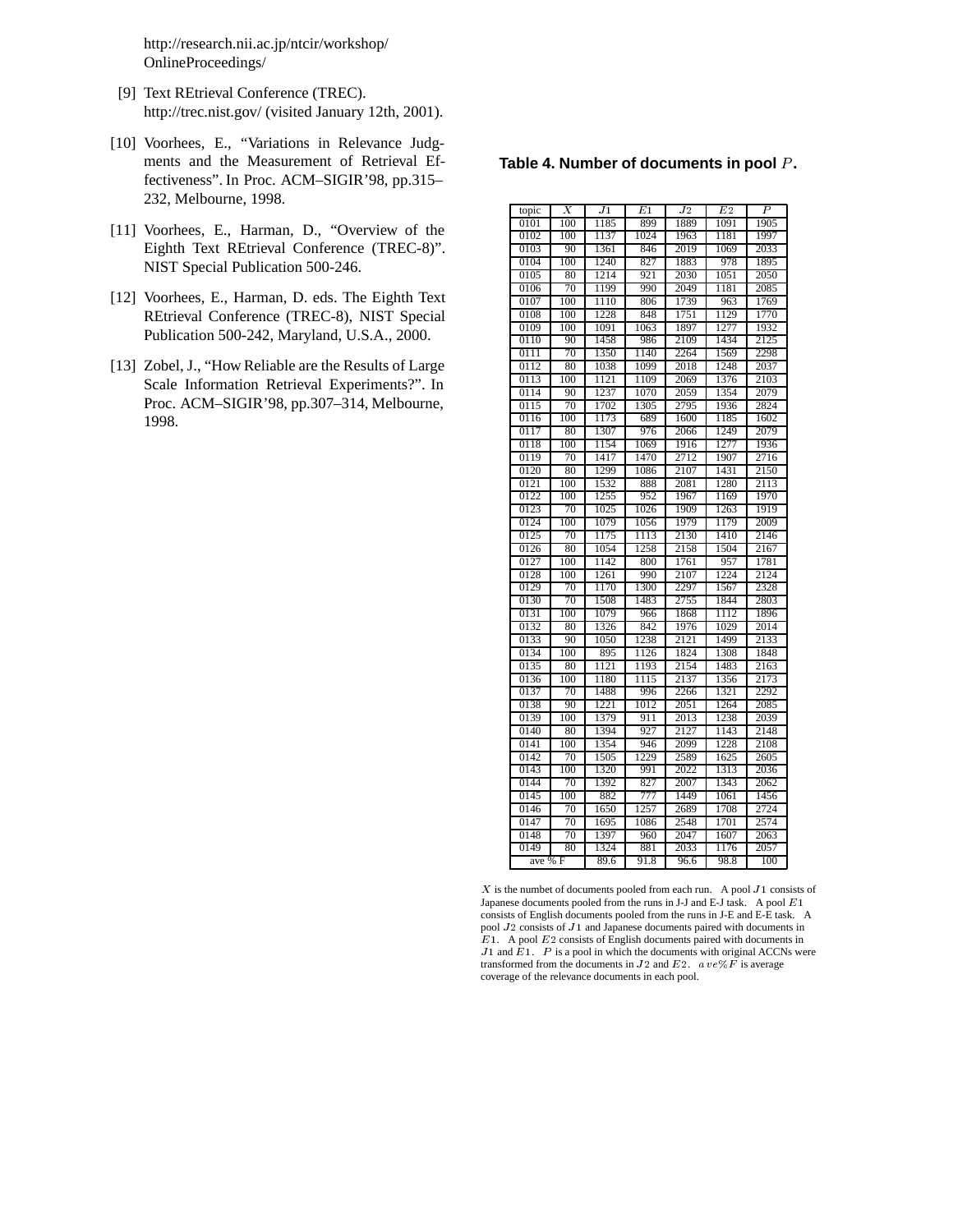http://research.nii.ac.jp/ntcir/workshop/OnlineProceedings/

[9] Text REtrieval Conference (TREC). http://trec.nist.gov/ (visited January 12th, 2001).

[10] Voorhees, E., "Variations in Relevance Judgments and the Measurement of Retrieval Effectiveness". In Proc. ACM–SIGIR'98, pp.315–232, Melbourne, 1998.

[11] Voorhees, E., Harman, D., "Overview of the Eighth Text REtrieval Conference (TREC-8)". NIST Special Publication 500-246.

[12] Voorhees, E., Harman, D. eds. The Eighth Text REtrieval Conference (TREC-8), NIST Special Publication 500-242, Maryland, U.S.A., 2000.

[13] Zobel, J., "How Reliable are the Results of Large Scale Information Retrieval Experiments?". In Proc. ACM–SIGIR'98, pp.307–314, Melbourne, 1998.

**Table 4. Number of documents in pool $P$.**

| topic | $X$ | $J1$ | $E1$ | $J2$ | $E2$ | $P$ |
|---|---|---|---|---|---|---|
| 0101 | 100 | 1185 | 899 | 1889 | 1091 | 1905 |
| 0102 | 100 | 1137 | 1024 | 1963 | 1181 | 1997 |
| 0103 | 90 | 1361 | 846 | 2019 | 1069 | 2033 |
| 0104 | 100 | 1240 | 827 | 1883 | 978 | 1895 |
| 0105 | 80 | 1214 | 921 | 2030 | 1051 | 2050 |
| 0106 | 70 | 1199 | 990 | 2049 | 1181 | 2085 |
| 0107 | 100 | 1110 | 806 | 1739 | 963 | 1769 |
| 0108 | 100 | 1228 | 848 | 1751 | 1129 | 1770 |
| 0109 | 100 | 1091 | 1063 | 1897 | 1277 | 1932 |
| 0110 | 90 | 1458 | 986 | 2109 | 1434 | 2125 |
| 0111 | 70 | 1350 | 1140 | 2264 | 1569 | 2298 |
| 0112 | 80 | 1038 | 1099 | 2018 | 1248 | 2037 |
| 0113 | 100 | 1121 | 1109 | 2069 | 1376 | 2103 |
| 0114 | 90 | 1237 | 1070 | 2059 | 1354 | 2079 |
| 0115 | 70 | 1702 | 1305 | 2795 | 1936 | 2824 |
| 0116 | 100 | 1173 | 689 | 1600 | 1185 | 1602 |
| 0117 | 80 | 1307 | 976 | 2066 | 1249 | 2079 |
| 0118 | 100 | 1154 | 1069 | 1916 | 1277 | 1936 |
| 0119 | 70 | 1417 | 1470 | 2712 | 1907 | 2716 |
| 0120 | 80 | 1299 | 1086 | 2107 | 1431 | 2150 |
| 0121 | 100 | 1532 | 888 | 2081 | 1280 | 2113 |
| 0122 | 100 | 1255 | 952 | 1967 | 1169 | 1970 |
| 0123 | 70 | 1025 | 1026 | 1909 | 1263 | 1919 |
| 0124 | 100 | 1079 | 1056 | 1979 | 1179 | 2009 |
| 0125 | 70 | 1175 | 1113 | 2130 | 1410 | 2146 |
| 0126 | 80 | 1054 | 1258 | 2158 | 1504 | 2167 |
| 0127 | 100 | 1142 | 800 | 1761 | 957 | 1781 |
| 0128 | 100 | 1261 | 990 | 2107 | 1224 | 2124 |
| 0129 | 70 | 1170 | 1300 | 2297 | 1567 | 2328 |
| 0130 | 70 | 1508 | 1483 | 2755 | 1844 | 2803 |
| 0131 | 100 | 1079 | 966 | 1868 | 1112 | 1896 |
| 0132 | 80 | 1326 | 842 | 1976 | 1029 | 2014 |
| 0133 | 90 | 1050 | 1238 | 2121 | 1499 | 2133 |
| 0134 | 100 | 895 | 1126 | 1824 | 1308 | 1848 |
| 0135 | 80 | 1121 | 1193 | 2154 | 1483 | 2163 |
| 0136 | 100 | 1180 | 1115 | 2137 | 1356 | 2173 |
| 0137 | 70 | 1488 | 996 | 2266 | 1321 | 2292 |
| 0138 | 90 | 1221 | 1012 | 2051 | 1264 | 2085 |
| 0139 | 100 | 1379 | 911 | 2013 | 1238 | 2039 |
| 0140 | 80 | 1394 | 927 | 2127 | 1143 | 2148 |
| 0141 | 100 | 1354 | 946 | 2099 | 1228 | 2108 |
| 0142 | 70 | 1505 | 1229 | 2589 | 1625 | 2605 |
| 0143 | 100 | 1320 | 991 | 2022 | 1313 | 2036 |
| 0144 | 70 | 1392 | 827 | 2007 | 1343 | 2062 |
| 0145 | 100 | 882 | 777 | 1449 | 1061 | 1456 |
| 0146 | 70 | 1650 | 1257 | 2689 | 1708 | 2724 |
| 0147 | 70 | 1695 | 1086 | 2548 | 1701 | 2574 |
| 0148 | 70 | 1397 | 960 | 2047 | 1607 | 2063 |
| 0149 | 80 | 1324 | 881 | 2033 | 1176 | 2057 |
| ave % F | | 89.6 | 91.8 | 96.6 | 98.8 | 100 |

$X$ is the numbet of documents pooled from each run. A pool $J1$ consists of Japanese documents pooled from the runs in J-J and E-J task. A pool $E1$ consists of English documents pooled from the runs in J-E and E-E task. A pool $J2$ consists of $J1$ and Japanese documents paired with documents in $E1$. A pool $E2$ consists of English documents paired with documents in $J1$ and $E1$. $P$ is a pool in which the documents with original ACCNs were transformed from the documents in $J2$ and $E2$. $ave\%F$ is average coverage of the relevance documents in each pool.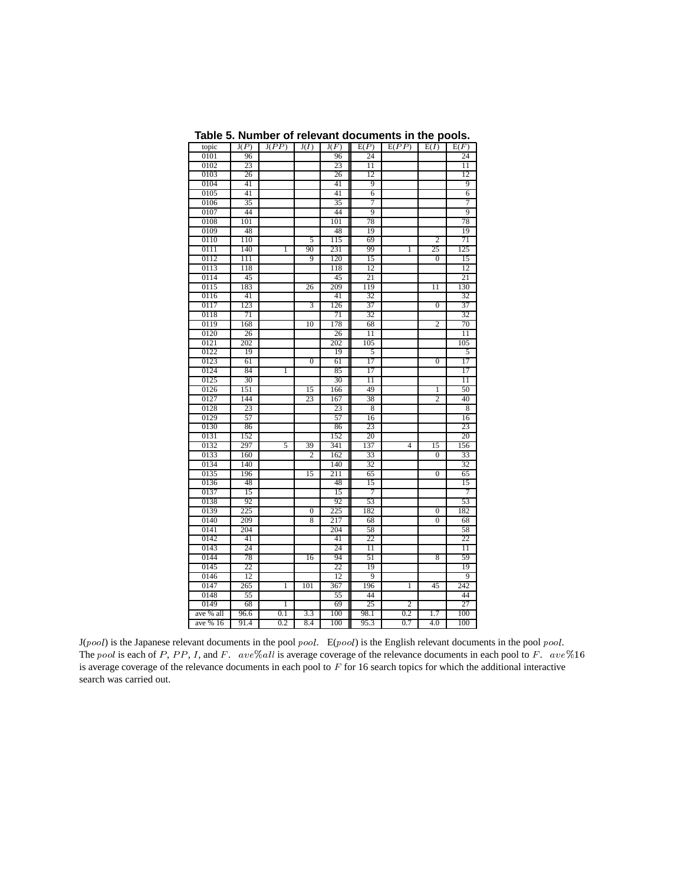**Table 5. Number of relevant documents in the pools.**

| topic | J($P$) | J($PP$) | J($I$) | J($F$) | E($P$) | E($PP$) | E($I$) | E($F$) |
|---|---|---|---|---|---|---|---|---|
| 0101 | 96 | | | 96 | 24 | | | 24 |
| 0102 | 23 | | | 23 | 11 | | | 11 |
| 0103 | 26 | | | 26 | 12 | | | 12 |
| 0104 | 41 | | | 41 | 9 | | | 9 |
| 0105 | 41 | | | 41 | 6 | | | 6 |
| 0106 | 35 | | | 35 | 7 | | | 7 |
| 0107 | 44 | | | 44 | 9 | | | 9 |
| 0108 | 101 | | | 101 | 78 | | | 78 |
| 0109 | 48 | | | 48 | 19 | | | 19 |
| 0110 | 110 | | 5 | 115 | 69 | | 2 | 71 |
| 0111 | 140 | 1 | 90 | 231 | 99 | 1 | 25 | 125 |
| 0112 | 111 | | 9 | 120 | 15 | | 0 | 15 |
| 0113 | 118 | | | 118 | 12 | | | 12 |
| 0114 | 45 | | | 45 | 21 | | | 21 |
| 0115 | 183 | | 26 | 209 | 119 | | 11 | 130 |
| 0116 | 41 | | | 41 | 32 | | | 32 |
| 0117 | 123 | | 3 | 126 | 37 | | 0 | 37 |
| 0118 | 71 | | | 71 | 32 | | | 32 |
| 0119 | 168 | | 10 | 178 | 68 | | 2 | 70 |
| 0120 | 26 | | | 26 | 11 | | | 11 |
| 0121 | 202 | | | 202 | 105 | | | 105 |
| 0122 | 19 | | | 19 | 5 | | | 5 |
| 0123 | 61 | | 0 | 61 | 17 | | 0 | 17 |
| 0124 | 84 | 1 | | 85 | 17 | | | 17 |
| 0125 | 30 | | | 30 | 11 | | | 11 |
| 0126 | 151 | | 15 | 166 | 49 | | 1 | 50 |
| 0127 | 144 | | 23 | 167 | 38 | | 2 | 40 |
| 0128 | 23 | | | 23 | 8 | | | 8 |
| 0129 | 57 | | | 57 | 16 | | | 16 |
| 0130 | 86 | | | 86 | 23 | | | 23 |
| 0131 | 152 | | | 152 | 20 | | | 20 |
| 0132 | 297 | 5 | 39 | 341 | 137 | 4 | 15 | 156 |
| 0133 | 160 | | 2 | 162 | 33 | | 0 | 33 |
| 0134 | 140 | | | 140 | 32 | | | 32 |
| 0135 | 196 | | 15 | 211 | 65 | | 0 | 65 |
| 0136 | 48 | | | 48 | 15 | | | 15 |
| 0137 | 15 | | | 15 | 7 | | | 7 |
| 0138 | 92 | | | 92 | 53 | | | 53 |
| 0139 | 225 | | 0 | 225 | 182 | | 0 | 182 |
| 0140 | 209 | | 8 | 217 | 68 | | 0 | 68 |
| 0141 | 204 | | | 204 | 58 | | | 58 |
| 0142 | 41 | | | 41 | 22 | | | 22 |
| 0143 | 24 | | | 24 | 11 | | | 11 |
| 0144 | 78 | | 16 | 94 | 51 | | 8 | 59 |
| 0145 | 22 | | | 22 | 19 | | | 19 |
| 0146 | 12 | | | 12 | 9 | | | 9 |
| 0147 | 265 | 1 | 101 | 367 | 196 | 1 | 45 | 242 |
| 0148 | 55 | | | 55 | 44 | | | 44 |
| 0149 | 68 | 1 | | 69 | 25 | 2 | | 27 |
| ave % all | 96.6 | 0.1 | 3.3 | 100 | 98.1 | 0.2 | 1.7 | 100 |
| ave % 16 | 91.4 | 0.2 | 8.4 | 100 | 95.3 | 0.7 | 4.0 | 100 |

J($pool$) is the Japanese relevant documents in the pool $pool$. E($pool$) is the English relevant documents in the pool $pool$. The $pool$ is each of $P$, $PP$, $I$, and $F$. $ave\%all$ is average coverage of the relevance documents in each pool to $F$. $ave\%16$ is average coverage of the relevance documents in each pool to $F$ for 16 search topics for which the additional interactive search was carried out.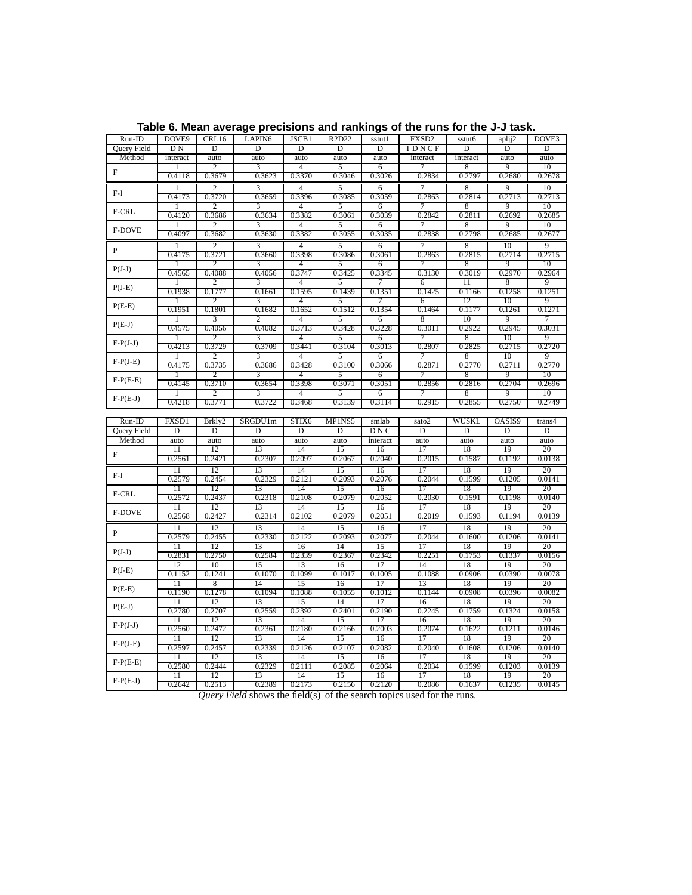**Table 6. Mean average precisions and rankings of the runs for the J-J task.**

| Run-ID | DOVE9 | CRL16 | LAPIN6 | JSCB1 | R2D22 | sstut1 | FXSD2 | sstut6 | aplj2 | DOVE3 |
|---|---|---|---|---|---|---|---|---|---|---|
| Query Field | D N | D | D | D | D | D | T D N C F | D | D | D |
| Method | interact | auto | auto | auto | auto | auto | interact | interact | auto | auto |
| F | 1 | 2 | 3 | 4 | 5 | 6 | 7 | 8 | 9 | 10 |
| | 0.4118 | 0.3679 | 0.3623 | 0.3370 | 0.3046 | 0.3026 | 0.2834 | 0.2797 | 0.2680 | 0.2678 |
| F-I | 1 | 2 | 3 | 4 | 5 | 6 | 7 | 8 | 9 | 10 |
| | 0.4173 | 0.3720 | 0.3659 | 0.3396 | 0.3085 | 0.3059 | 0.2863 | 0.2814 | 0.2713 | 0.2713 |
| F-CRL | 1 | 2 | 3 | 4 | 5 | 6 | 7 | 8 | 9 | 10 |
| | 0.4120 | 0.3686 | 0.3634 | 0.3382 | 0.3061 | 0.3039 | 0.2842 | 0.2811 | 0.2692 | 0.2685 |
| F-DOVE | 1 | 2 | 3 | 4 | 5 | 6 | 7 | 8 | 9 | 10 |
| | 0.4097 | 0.3682 | 0.3630 | 0.3382 | 0.3055 | 0.3035 | 0.2838 | 0.2798 | 0.2685 | 0.2677 |
| P | 1 | 2 | 3 | 4 | 5 | 6 | 7 | 8 | 10 | 9 |
| | 0.4175 | 0.3721 | 0.3660 | 0.3398 | 0.3086 | 0.3061 | 0.2863 | 0.2815 | 0.2714 | 0.2715 |
| P(J-J) | 1 | 2 | 3 | 4 | 5 | 6 | 7 | 8 | 9 | 10 |
| | 0.4565 | 0.4088 | 0.4056 | 0.3747 | 0.3425 | 0.3345 | 0.3130 | 0.3019 | 0.2970 | 0.2964 |
| P(J-E) | 1 | 2 | 3 | 4 | 5 | 7 | 6 | 11 | 8 | 9 |
| | 0.1938 | 0.1777 | 0.1661 | 0.1595 | 0.1439 | 0.1351 | 0.1425 | 0.1166 | 0.1258 | 0.1251 |
| P(E-E) | 1 | 2 | 3 | 4 | 5 | 7 | 6 | 12 | 10 | 9 |
| | 0.1951 | 0.1801 | 0.1682 | 0.1652 | 0.1512 | 0.1354 | 0.1464 | 0.1177 | 0.1261 | 0.1271 |
| P(E-J) | 1 | 3 | 2 | 4 | 5 | 6 | 8 | 10 | 9 | 7 |
| | 0.4575 | 0.4056 | 0.4082 | 0.3713 | 0.3428 | 0.3228 | 0.3011 | 0.2922 | 0.2945 | 0.3031 |
| F-P(J-J) | 1 | 2 | 3 | 4 | 5 | 6 | 7 | 8 | 10 | 9 |
| | 0.4213 | 0.3729 | 0.3709 | 0.3441 | 0.3104 | 0.3013 | 0.2807 | 0.2825 | 0.2715 | 0.2720 |
| F-P(J-E) | 1 | 2 | 3 | 4 | 5 | 6 | 7 | 8 | 10 | 9 |
| | 0.4175 | 0.3735 | 0.3686 | 0.3428 | 0.3100 | 0.3066 | 0.2871 | 0.2770 | 0.2711 | 0.2770 |
| F-P(E-E) | 1 | 2 | 3 | 4 | 5 | 6 | 7 | 8 | 9 | 10 |
| | 0.4145 | 0.3710 | 0.3654 | 0.3398 | 0.3071 | 0.3051 | 0.2856 | 0.2816 | 0.2704 | 0.2696 |
| F-P(E-J) | 1 | 2 | 3 | 4 | 5 | 6 | 7 | 8 | 9 | 10 |
| | 0.4218 | 0.3771 | 0.3722 | 0.3468 | 0.3139 | 0.3114 | 0.2915 | 0.2855 | 0.2750 | 0.2749 |

| Run-ID | FXSD1 | Brkly2 | SRGDU1m | STIX6 | MP1NS5 | smlab | sato2 | WUSKL | OASIS9 | trans4 |
|---|---|---|---|---|---|---|---|---|---|---|
| Query Field | D | D | D | D | D | D N C | D | D | D | D |
| Method | auto | auto | auto | auto | auto | interact | auto | auto | auto | auto |
| F | 11 | 12 | 13 | 14 | 15 | 16 | 17 | 18 | 19 | 20 |
| | 0.2561 | 0.2421 | 0.2307 | 0.2097 | 0.2067 | 0.2040 | 0.2015 | 0.1587 | 0.1192 | 0.0138 |
| F-I | 11 | 12 | 13 | 14 | 15 | 16 | 17 | 18 | 19 | 20 |
| | 0.2579 | 0.2454 | 0.2329 | 0.2121 | 0.2093 | 0.2076 | 0.2044 | 0.1599 | 0.1205 | 0.0141 |
| F-CRL | 11 | 12 | 13 | 14 | 15 | 16 | 17 | 18 | 19 | 20 |
| | 0.2572 | 0.2437 | 0.2318 | 0.2108 | 0.2079 | 0.2052 | 0.2030 | 0.1591 | 0.1198 | 0.0140 |
| F-DOVE | 11 | 12 | 13 | 14 | 15 | 16 | 17 | 18 | 19 | 20 |
| | 0.2568 | 0.2427 | 0.2314 | 0.2102 | 0.2079 | 0.2051 | 0.2019 | 0.1593 | 0.1194 | 0.0139 |
| P | 11 | 12 | 13 | 14 | 15 | 16 | 17 | 18 | 19 | 20 |
| | 0.2579 | 0.2455 | 0.2330 | 0.2122 | 0.2093 | 0.2077 | 0.2044 | 0.1600 | 0.1206 | 0.0141 |
| P(J-J) | 11 | 12 | 13 | 16 | 14 | 15 | 17 | 18 | 19 | 20 |
| | 0.2831 | 0.2750 | 0.2584 | 0.2339 | 0.2367 | 0.2342 | 0.2251 | 0.1753 | 0.1337 | 0.0156 |
| P(J-E) | 12 | 10 | 15 | 13 | 16 | 17 | 14 | 18 | 19 | 20 |
| | 0.1152 | 0.1241 | 0.1070 | 0.1099 | 0.1017 | 0.1005 | 0.1088 | 0.0906 | 0.0390 | 0.0078 |
| P(E-E) | 11 | 8 | 14 | 15 | 16 | 17 | 13 | 18 | 19 | 20 |
| | 0.1190 | 0.1278 | 0.1094 | 0.1088 | 0.1055 | 0.1012 | 0.1144 | 0.0908 | 0.0396 | 0.0082 |
| P(E-J) | 11 | 12 | 13 | 15 | 14 | 17 | 16 | 18 | 19 | 20 |
| | 0.2780 | 0.2707 | 0.2559 | 0.2392 | 0.2401 | 0.2190 | 0.2245 | 0.1759 | 0.1324 | 0.0158 |
| F-P(J-J) | 11 | 12 | 13 | 14 | 15 | 17 | 16 | 18 | 19 | 20 |
| | 0.2560 | 0.2472 | 0.2361 | 0.2180 | 0.2166 | 0.2003 | 0.2074 | 0.1622 | 0.1211 | 0.0146 |
| F-P(J-E) | 11 | 12 | 13 | 14 | 15 | 16 | 17 | 18 | 19 | 20 |
| | 0.2597 | 0.2457 | 0.2339 | 0.2126 | 0.2107 | 0.2082 | 0.2040 | 0.1608 | 0.1206 | 0.0140 |
| F-P(E-E) | 11 | 12 | 13 | 14 | 15 | 16 | 17 | 18 | 19 | 20 |
| | 0.2580 | 0.2444 | 0.2329 | 0.2111 | 0.2085 | 0.2064 | 0.2034 | 0.1599 | 0.1203 | 0.0139 |
| F-P(E-J) | 11 | 12 | 13 | 14 | 15 | 16 | 17 | 18 | 19 | 20 |
| | 0.2642 | 0.2513 | 0.2389 | 0.2173 | 0.2156 | 0.2120 | 0.2086 | 0.1637 | 0.1235 | 0.0145 |

*Query Field* shows the field(s) of the search topics used for the runs.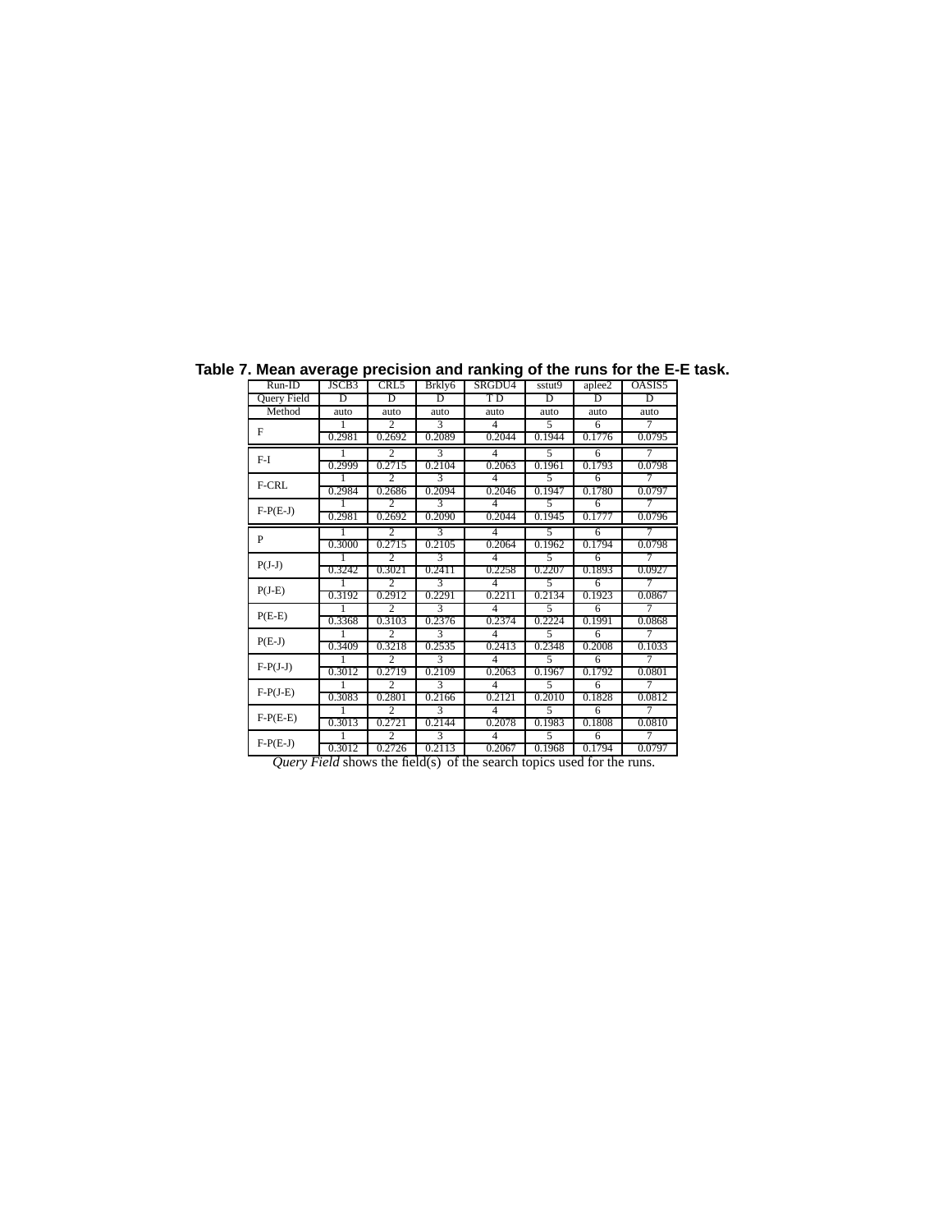**Table 7. Mean average precision and ranking of the runs for the E-E task.**

| Run-ID | JSCB3 | CRL5 | Brkly6 | SRGDU4 | sstut9 | aplee2 | OASIS5 |
|---|---|---|---|---|---|---|---|
| Query Field | D | D | D | T D | D | D | D |
| Method | auto | auto | auto | auto | auto | auto | auto |
| F | 1 | 2 | 3 | 4 | 5 | 6 | 7 |
| | 0.2981 | 0.2692 | 0.2089 | 0.2044 | 0.1944 | 0.1776 | 0.0795 |
| F-I | 1 | 2 | 3 | 4 | 5 | 6 | 7 |
| | 0.2999 | 0.2715 | 0.2104 | 0.2063 | 0.1961 | 0.1793 | 0.0798 |
| F-CRL | 1 | 2 | 3 | 4 | 5 | 6 | 7 |
| | 0.2984 | 0.2686 | 0.2094 | 0.2046 | 0.1947 | 0.1780 | 0.0797 |
| F-P(E-J) | 1 | 2 | 3 | 4 | 5 | 6 | 7 |
| | 0.2981 | 0.2692 | 0.2090 | 0.2044 | 0.1945 | 0.1777 | 0.0796 |
| P | 1 | 2 | 3 | 4 | 5 | 6 | 7 |
| | 0.3000 | 0.2715 | 0.2105 | 0.2064 | 0.1962 | 0.1794 | 0.0798 |
| P(J-J) | 1 | 2 | 3 | 4 | 5 | 6 | 7 |
| | 0.3242 | 0.3021 | 0.2411 | 0.2258 | 0.2207 | 0.1893 | 0.0927 |
| P(J-E) | 1 | 2 | 3 | 4 | 5 | 6 | 7 |
| | 0.3192 | 0.2912 | 0.2291 | 0.2211 | 0.2134 | 0.1923 | 0.0867 |
| P(E-E) | 1 | 2 | 3 | 4 | 5 | 6 | 7 |
| | 0.3368 | 0.3103 | 0.2376 | 0.2374 | 0.2224 | 0.1991 | 0.0868 |
| P(E-J) | 1 | 2 | 3 | 4 | 5 | 6 | 7 |
| | 0.3409 | 0.3218 | 0.2535 | 0.2413 | 0.2348 | 0.2008 | 0.1033 |
| F-P(J-J) | 1 | 2 | 3 | 4 | 5 | 6 | 7 |
| | 0.3012 | 0.2719 | 0.2109 | 0.2063 | 0.1967 | 0.1792 | 0.0801 |
| F-P(J-E) | 1 | 2 | 3 | 4 | 5 | 6 | 7 |
| | 0.3083 | 0.2801 | 0.2166 | 0.2121 | 0.2010 | 0.1828 | 0.0812 |
| F-P(E-E) | 1 | 2 | 3 | 4 | 5 | 6 | 7 |
| | 0.3013 | 0.2721 | 0.2144 | 0.2078 | 0.1983 | 0.1808 | 0.0810 |
| F-P(E-J) | 1 | 2 | 3 | 4 | 5 | 6 | 7 |
| | 0.3012 | 0.2726 | 0.2113 | 0.2067 | 0.1968 | 0.1794 | 0.0797 |

*Query Field* shows the field(s) of the search topics used for the runs.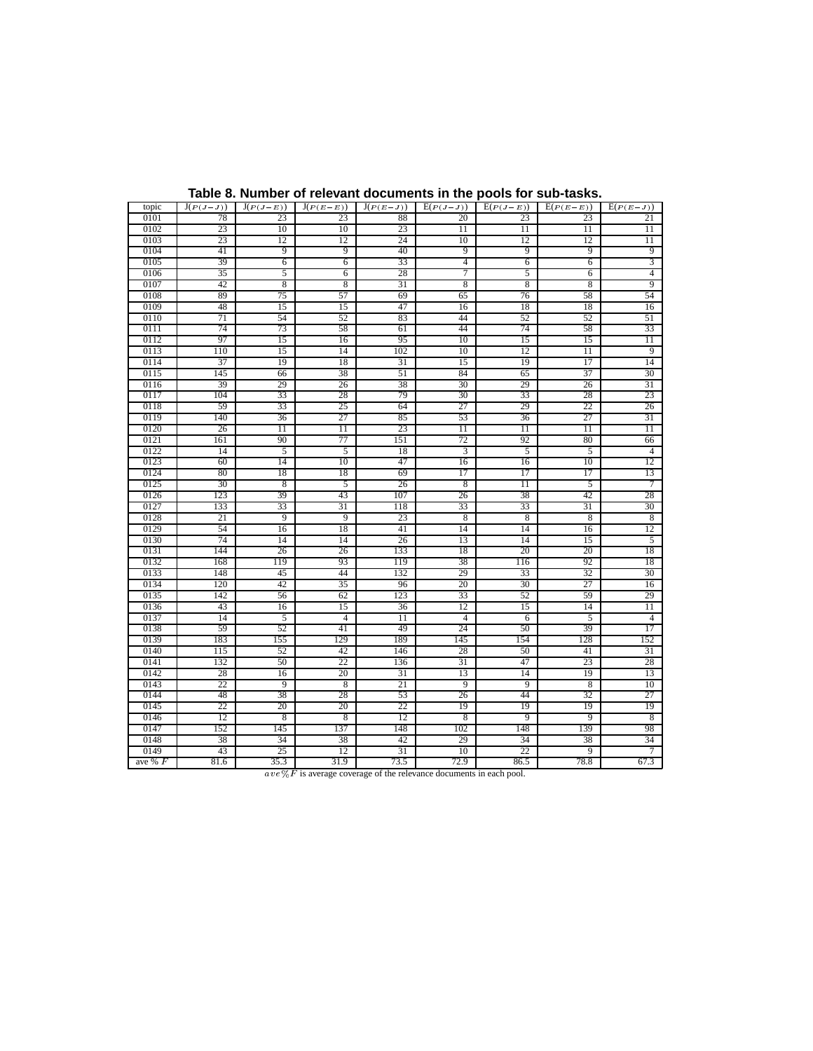**Table 8. Number of relevant documents in the pools for sub-tasks.**

| topic | $\mathrm{J}(P(J-J))$ | $\mathrm{J}(P(J-E))$ | $\mathrm{J}(P(E-E))$ | $\mathrm{J}(P(E-J))$ | $\mathrm{E}(P(J-J))$ | $\mathrm{E}(P(J-E))$ | $\mathrm{E}(P(E-E))$ | $\mathrm{E}(P(E-J))$ |
|---|---|---|---|---|---|---|---|---|
| 0101 | 78 | 23 | 23 | 88 | 20 | 23 | 23 | 21 |
| 0102 | 23 | 10 | 10 | 23 | 11 | 11 | 11 | 11 |
| 0103 | 23 | 12 | 12 | 24 | 10 | 12 | 12 | 11 |
| 0104 | 41 | 9 | 9 | 40 | 9 | 9 | 9 | 9 |
| 0105 | 39 | 6 | 6 | 33 | 4 | 6 | 6 | 3 |
| 0106 | 35 | 5 | 6 | 28 | 7 | 5 | 6 | 4 |
| 0107 | 42 | 8 | 8 | 31 | 8 | 8 | 8 | 9 |
| 0108 | 89 | 75 | 57 | 69 | 65 | 76 | 58 | 54 |
| 0109 | 48 | 15 | 15 | 47 | 16 | 18 | 18 | 16 |
| 0110 | 71 | 54 | 52 | 83 | 44 | 52 | 52 | 51 |
| 0111 | 74 | 73 | 58 | 61 | 44 | 74 | 58 | 33 |
| 0112 | 97 | 15 | 16 | 95 | 10 | 15 | 15 | 11 |
| 0113 | 110 | 15 | 14 | 102 | 10 | 12 | 11 | 9 |
| 0114 | 37 | 19 | 18 | 31 | 15 | 19 | 17 | 14 |
| 0115 | 145 | 66 | 38 | 51 | 84 | 65 | 37 | 30 |
| 0116 | 39 | 29 | 26 | 38 | 30 | 29 | 26 | 31 |
| 0117 | 104 | 33 | 28 | 79 | 30 | 33 | 28 | 23 |
| 0118 | 59 | 33 | 25 | 64 | 27 | 29 | 22 | 26 |
| 0119 | 140 | 36 | 27 | 85 | 53 | 36 | 27 | 31 |
| 0120 | 26 | 11 | 11 | 23 | 11 | 11 | 11 | 11 |
| 0121 | 161 | 90 | 77 | 151 | 72 | 92 | 80 | 66 |
| 0122 | 14 | 5 | 5 | 18 | 3 | 5 | 5 | 4 |
| 0123 | 60 | 14 | 10 | 47 | 16 | 16 | 10 | 12 |
| 0124 | 80 | 18 | 18 | 69 | 17 | 17 | 17 | 13 |
| 0125 | 30 | 8 | 5 | 26 | 8 | 11 | 5 | 7 |
| 0126 | 123 | 39 | 43 | 107 | 26 | 38 | 42 | 28 |
| 0127 | 133 | 33 | 31 | 118 | 33 | 33 | 31 | 30 |
| 0128 | 21 | 9 | 9 | 23 | 8 | 8 | 8 | 8 |
| 0129 | 54 | 16 | 18 | 41 | 14 | 14 | 16 | 12 |
| 0130 | 74 | 14 | 14 | 26 | 13 | 14 | 15 | 5 |
| 0131 | 144 | 26 | 26 | 133 | 18 | 20 | 20 | 18 |
| 0132 | 168 | 119 | 93 | 119 | 38 | 116 | 92 | 18 |
| 0133 | 148 | 45 | 44 | 132 | 29 | 33 | 32 | 30 |
| 0134 | 120 | 42 | 35 | 96 | 20 | 30 | 27 | 16 |
| 0135 | 142 | 56 | 62 | 123 | 33 | 52 | 59 | 29 |
| 0136 | 43 | 16 | 15 | 36 | 12 | 15 | 14 | 11 |
| 0137 | 14 | 5 | 4 | 11 | 4 | 6 | 5 | 4 |
| 0138 | 59 | 52 | 41 | 49 | 24 | 50 | 39 | 17 |
| 0139 | 183 | 155 | 129 | 189 | 145 | 154 | 128 | 152 |
| 0140 | 115 | 52 | 42 | 146 | 28 | 50 | 41 | 31 |
| 0141 | 132 | 50 | 22 | 136 | 31 | 47 | 23 | 28 |
| 0142 | 28 | 16 | 20 | 31 | 13 | 14 | 19 | 13 |
| 0143 | 22 | 9 | 8 | 21 | 9 | 9 | 8 | 10 |
| 0144 | 48 | 38 | 28 | 53 | 26 | 44 | 32 | 27 |
| 0145 | 22 | 20 | 20 | 22 | 19 | 19 | 19 | 19 |
| 0146 | 12 | 8 | 8 | 12 | 8 | 9 | 9 | 8 |
| 0147 | 152 | 145 | 137 | 148 | 102 | 148 | 139 | 98 |
| 0148 | 38 | 34 | 38 | 42 | 29 | 34 | 38 | 34 |
| 0149 | 43 | 25 | 12 | 31 | 10 | 22 | 9 | 7 |
| ave % $F$ | 81.6 | 35.3 | 31.9 | 73.5 | 72.9 | 86.5 | 78.8 | 67.3 |

$ave\%F$ is average coverage of the relevance documents in each pool.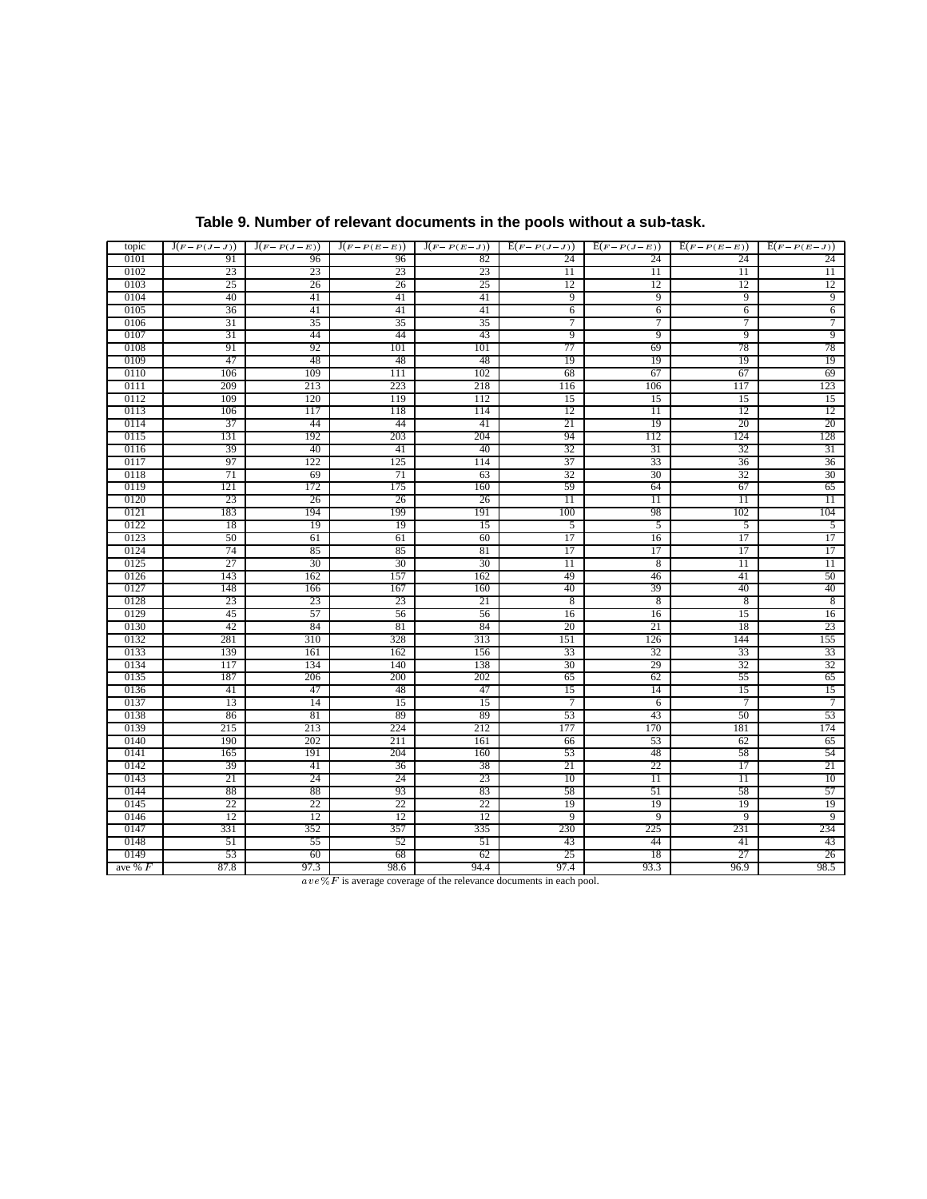**Table 9. Number of relevant documents in the pools without a sub-task.**

| topic | J($_{F-P(J-J)}$) | J($_{F-P(J-E)}$) | J($_{F-P(E-E)}$) | J($_{F-P(E-J)}$) | E($_{F-P(J-J)}$) | E($_{F-P(J-E)}$) | E($_{F-P(E-E)}$) | E($_{F-P(E-J)}$) |
|---|---|---|---|---|---|---|---|---|
| 0101 | 91 | 96 | 96 | 82 | 24 | 24 | 24 | 24 |
| 0102 | 23 | 23 | 23 | 23 | 11 | 11 | 11 | 11 |
| 0103 | 25 | 26 | 26 | 25 | 12 | 12 | 12 | 12 |
| 0104 | 40 | 41 | 41 | 41 | 9 | 9 | 9 | 9 |
| 0105 | 36 | 41 | 41 | 41 | 6 | 6 | 6 | 6 |
| 0106 | 31 | 35 | 35 | 35 | 7 | 7 | 7 | 7 |
| 0107 | 31 | 44 | 44 | 43 | 9 | 9 | 9 | 9 |
| 0108 | 91 | 92 | 101 | 101 | 77 | 69 | 78 | 78 |
| 0109 | 47 | 48 | 48 | 48 | 19 | 19 | 19 | 19 |
| 0110 | 106 | 109 | 111 | 102 | 68 | 67 | 67 | 69 |
| 0111 | 209 | 213 | 223 | 218 | 116 | 106 | 117 | 123 |
| 0112 | 109 | 120 | 119 | 112 | 15 | 15 | 15 | 15 |
| 0113 | 106 | 117 | 118 | 114 | 12 | 11 | 12 | 12 |
| 0114 | 37 | 44 | 44 | 41 | 21 | 19 | 20 | 20 |
| 0115 | 131 | 192 | 203 | 204 | 94 | 112 | 124 | 128 |
| 0116 | 39 | 40 | 41 | 40 | 32 | 31 | 32 | 31 |
| 0117 | 97 | 122 | 125 | 114 | 37 | 33 | 36 | 36 |
| 0118 | 71 | 69 | 71 | 63 | 32 | 30 | 32 | 30 |
| 0119 | 121 | 172 | 175 | 160 | 59 | 64 | 67 | 65 |
| 0120 | 23 | 26 | 26 | 26 | 11 | 11 | 11 | 11 |
| 0121 | 183 | 194 | 199 | 191 | 100 | 98 | 102 | 104 |
| 0122 | 18 | 19 | 19 | 15 | 5 | 5 | 5 | 5 |
| 0123 | 50 | 61 | 61 | 60 | 17 | 16 | 17 | 17 |
| 0124 | 74 | 85 | 85 | 81 | 17 | 17 | 17 | 17 |
| 0125 | 27 | 30 | 30 | 30 | 11 | 8 | 11 | 11 |
| 0126 | 143 | 162 | 157 | 162 | 49 | 46 | 41 | 50 |
| 0127 | 148 | 166 | 167 | 160 | 40 | 39 | 40 | 40 |
| 0128 | 23 | 23 | 23 | 21 | 8 | 8 | 8 | 8 |
| 0129 | 45 | 57 | 56 | 56 | 16 | 16 | 15 | 16 |
| 0130 | 42 | 84 | 81 | 84 | 20 | 21 | 18 | 23 |
| 0132 | 281 | 310 | 328 | 313 | 151 | 126 | 144 | 155 |
| 0133 | 139 | 161 | 162 | 156 | 33 | 32 | 33 | 33 |
| 0134 | 117 | 134 | 140 | 138 | 30 | 29 | 32 | 32 |
| 0135 | 187 | 206 | 200 | 202 | 65 | 62 | 55 | 65 |
| 0136 | 41 | 47 | 48 | 47 | 15 | 14 | 15 | 15 |
| 0137 | 13 | 14 | 15 | 15 | 7 | 6 | 7 | 7 |
| 0138 | 86 | 81 | 89 | 89 | 53 | 43 | 50 | 53 |
| 0139 | 215 | 213 | 224 | 212 | 177 | 170 | 181 | 174 |
| 0140 | 190 | 202 | 211 | 161 | 66 | 53 | 62 | 65 |
| 0141 | 165 | 191 | 204 | 160 | 53 | 48 | 58 | 54 |
| 0142 | 39 | 41 | 36 | 38 | 21 | 22 | 17 | 21 |
| 0143 | 21 | 24 | 24 | 23 | 10 | 11 | 11 | 10 |
| 0144 | 88 | 88 | 93 | 83 | 58 | 51 | 58 | 57 |
| 0145 | 22 | 22 | 22 | 22 | 19 | 19 | 19 | 19 |
| 0146 | 12 | 12 | 12 | 12 | 9 | 9 | 9 | 9 |
| 0147 | 331 | 352 | 357 | 335 | 230 | 225 | 231 | 234 |
| 0148 | 51 | 55 | 52 | 51 | 43 | 44 | 41 | 43 |
| 0149 | 53 | 60 | 68 | 62 | 25 | 18 | 27 | 26 |
| ave % $F$ | 87.8 | 97.3 | 98.6 | 94.4 | 97.4 | 93.3 | 96.9 | 98.5 |

$ave\%F$ is average coverage of the relevance documents in each pool.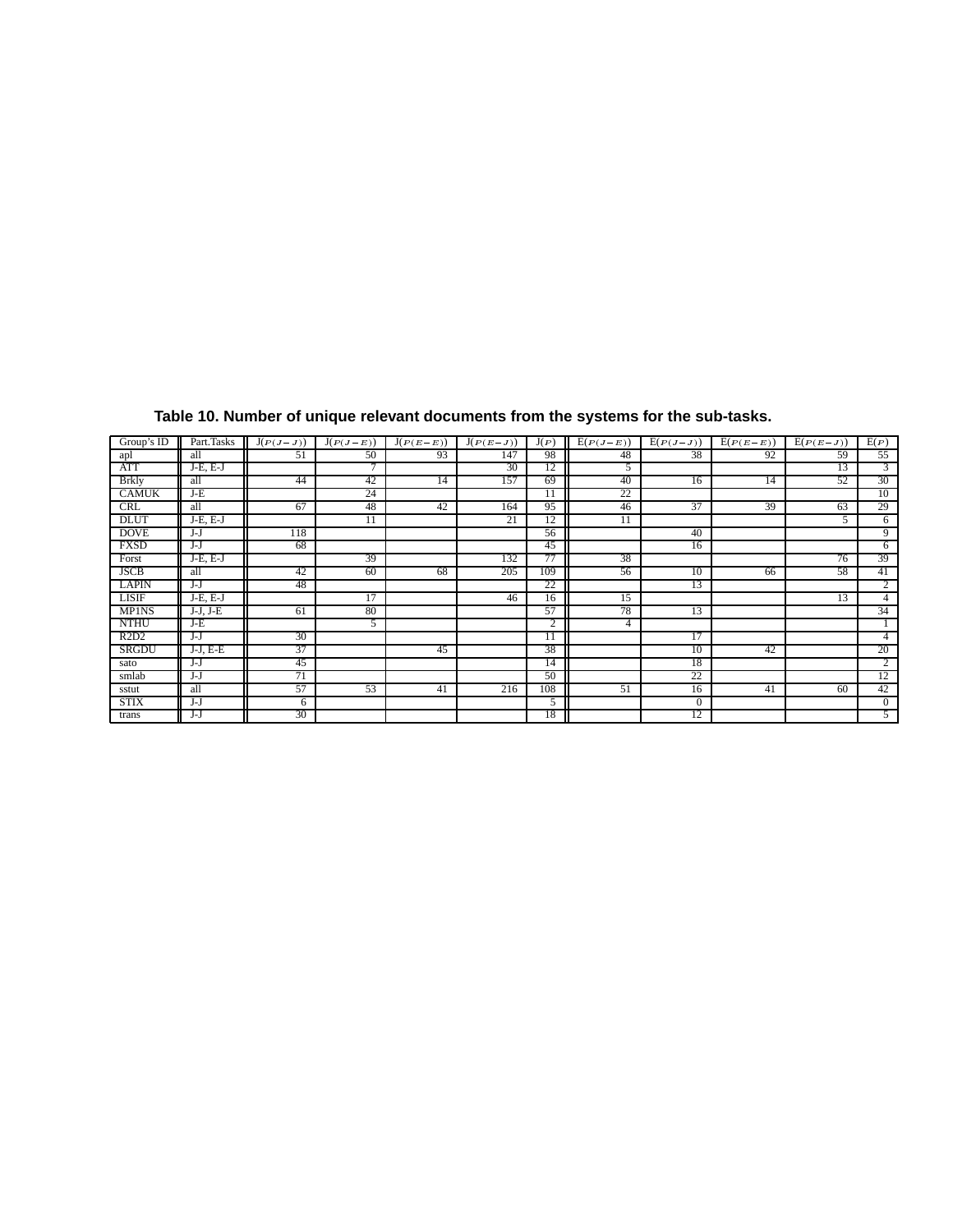**Table 10. Number of unique relevant documents from the systems for the sub-tasks.**

| Group's ID | Part.Tasks | $J(P(J-J))$ | $J(P(J-E))$ | $J(P(E-E))$ | $J(P(E-J))$ | $J(P)$ | $E(P(J-E))$ | $E(P(J-J))$ | $E(P(E-E))$ | $E(P(E-J))$ | $E(P)$ |
|---|---|---|---|---|---|---|---|---|---|---|---|
| apl | all | 51 | 50 | 93 | 147 | 98 | 48 | 38 | 92 | 59 | 55 |
| ATT | J-E, E-J | | 7 | | 30 | 12 | 5 | | | 13 | 3 |
| Brkly | all | 44 | 42 | 14 | 157 | 69 | 40 | 16 | 14 | 52 | 30 |
| CAMUK | J-E | | 24 | | | 11 | 22 | | | | 10 |
| CRL | all | 67 | 48 | 42 | 164 | 95 | 46 | 37 | 39 | 63 | 29 |
| DLUT | J-E, E-J | | 11 | | 21 | 12 | 11 | | | 5 | 6 |
| DOVE | J-J | 118 | | | | 56 | | 40 | | | 9 |
| FXSD | J-J | 68 | | | | 45 | | 16 | | | 6 |
| Forst | J-E, E-J | | 39 | | 132 | 77 | 38 | | | 76 | 39 |
| JSCB | all | 42 | 60 | 68 | 205 | 109 | 56 | 10 | 66 | 58 | 41 |
| LAPIN | J-J | 48 | | | | 22 | | 13 | | | 2 |
| LISIF | J-E, E-J | | 17 | | 46 | 16 | 15 | | | 13 | 4 |
| MP1NS | J-J, J-E | 61 | 80 | | | 57 | 78 | 13 | | | 34 |
| NTHU | J-E | | 5 | | | 2 | 4 | | | | 1 |
| R2D2 | J-J | 30 | | | | 11 | | 17 | | | 4 |
| SRGDU | J-J, E-E | 37 | | 45 | | 38 | | 10 | 42 | | 20 |
| sato | J-J | 45 | | | | 14 | | 18 | | | 2 |
| smlab | J-J | 71 | | | | 50 | | 22 | | | 12 |
| sstut | all | 57 | 53 | 41 | 216 | 108 | 51 | 16 | 41 | 60 | 42 |
| STIX | J-J | 6 | | | | 5 | | 0 | | | 0 |
| trans | J-J | 30 | | | | 18 | | 12 | | | 5 |